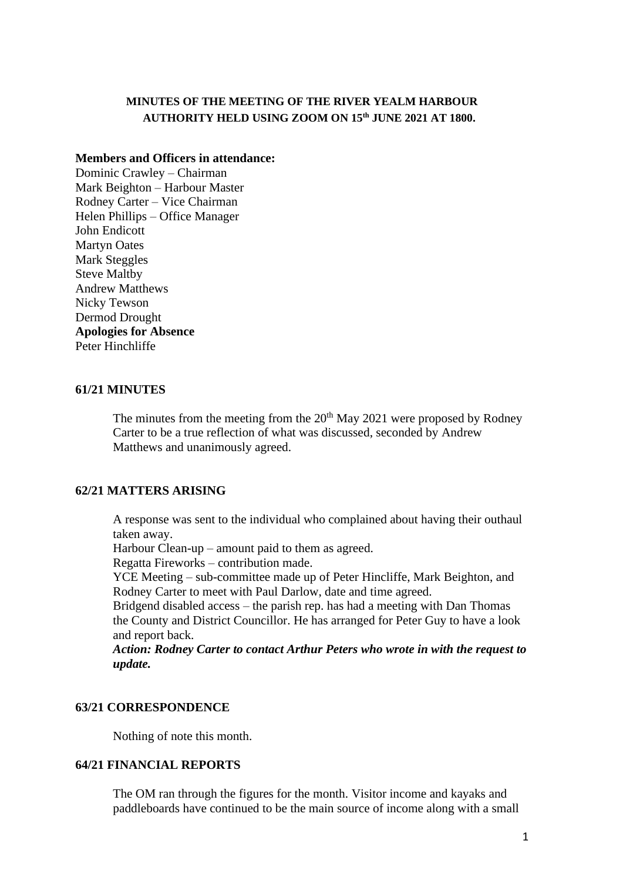# MINUTES OF THE MEETING OF THE RIVER YEALM HARBOUR AUTHORITY HELD USING ZOOM ON 15th JUNE 2021 AT 1800.

**Members and Officers in attendance:**
Dominic Crawley – Chairman
Mark Beighton – Harbour Master
Rodney Carter – Vice Chairman
Helen Phillips – Office Manager
John Endicott
Martyn Oates
Mark Steggles
Steve Maltby
Andrew Matthews
Nicky Tewson
Dermod Drought

**Apologies for Absence**
Peter Hinchliffe

## 61/21 MINUTES

The minutes from the meeting from the 20th May 2021 were proposed by Rodney Carter to be a true reflection of what was discussed, seconded by Andrew Matthews and unanimously agreed.

## 62/21 MATTERS ARISING

A response was sent to the individual who complained about having their outhaul taken away.
Harbour Clean-up – amount paid to them as agreed.
Regatta Fireworks – contribution made.
YCE Meeting – sub-committee made up of Peter Hincliffe, Mark Beighton, and Rodney Carter to meet with Paul Darlow, date and time agreed.
Bridgend disabled access – the parish rep. has had a meeting with Dan Thomas the County and District Councillor. He has arranged for Peter Guy to have a look and report back.
***Action: Rodney Carter to contact Arthur Peters who wrote in with the request to update.***

## 63/21 CORRESPONDENCE

Nothing of note this month.

## 64/21 FINANCIAL REPORTS

The OM ran through the figures for the month. Visitor income and kayaks and paddleboards have continued to be the main source of income along with a small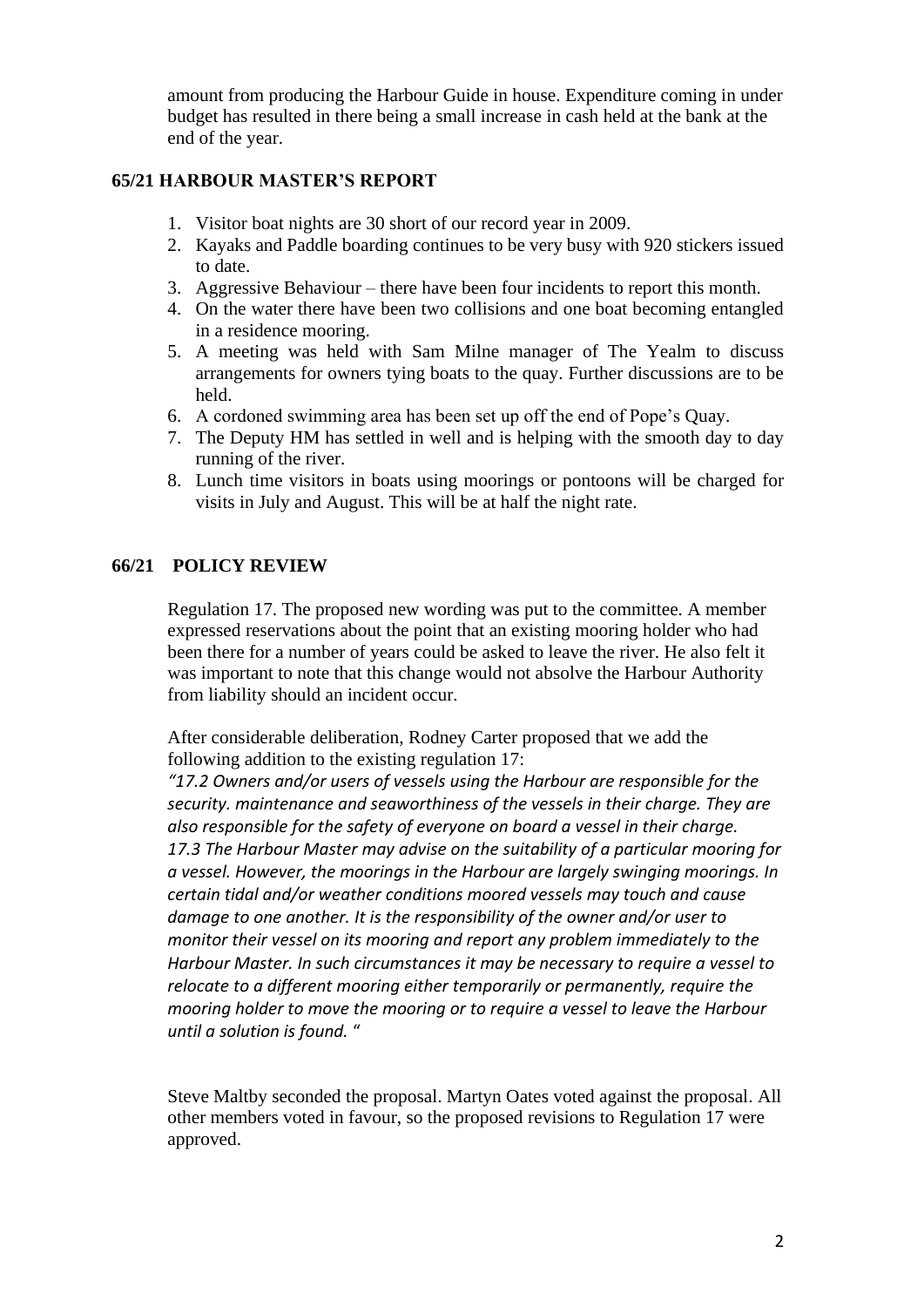amount from producing the Harbour Guide in house. Expenditure coming in under budget has resulted in there being a small increase in cash held at the bank at the end of the year.

### 65/21 HARBOUR MASTER'S REPORT

1. Visitor boat nights are 30 short of our record year in 2009.
2. Kayaks and Paddle boarding continues to be very busy with 920 stickers issued to date.
3. Aggressive Behaviour – there have been four incidents to report this month.
4. On the water there have been two collisions and one boat becoming entangled in a residence mooring.
5. A meeting was held with Sam Milne manager of The Yealm to discuss arrangements for owners tying boats to the quay. Further discussions are to be held.
6. A cordoned swimming area has been set up off the end of Pope's Quay.
7. The Deputy HM has settled in well and is helping with the smooth day to day running of the river.
8. Lunch time visitors in boats using moorings or pontoons will be charged for visits in July and August. This will be at half the night rate.

### 66/21 POLICY REVIEW

Regulation 17. The proposed new wording was put to the committee. A member expressed reservations about the point that an existing mooring holder who had been there for a number of years could be asked to leave the river. He also felt it was important to note that this change would not absolve the Harbour Authority from liability should an incident occur.

After considerable deliberation, Rodney Carter proposed that we add the following addition to the existing regulation 17:
*"17.2 Owners and/or users of vessels using the Harbour are responsible for the security. maintenance and seaworthiness of the vessels in their charge. They are also responsible for the safety of everyone on board a vessel in their charge.*
*17.3 The Harbour Master may advise on the suitability of a particular mooring for a vessel. However, the moorings in the Harbour are largely swinging moorings. In certain tidal and/or weather conditions moored vessels may touch and cause damage to one another. It is the responsibility of the owner and/or user to monitor their vessel on its mooring and report any problem immediately to the Harbour Master. In such circumstances it may be necessary to require a vessel to relocate to a different mooring either temporarily or permanently, require the mooring holder to move the mooring or to require a vessel to leave the Harbour until a solution is found. "*

Steve Maltby seconded the proposal. Martyn Oates voted against the proposal. All other members voted in favour, so the proposed revisions to Regulation 17 were approved.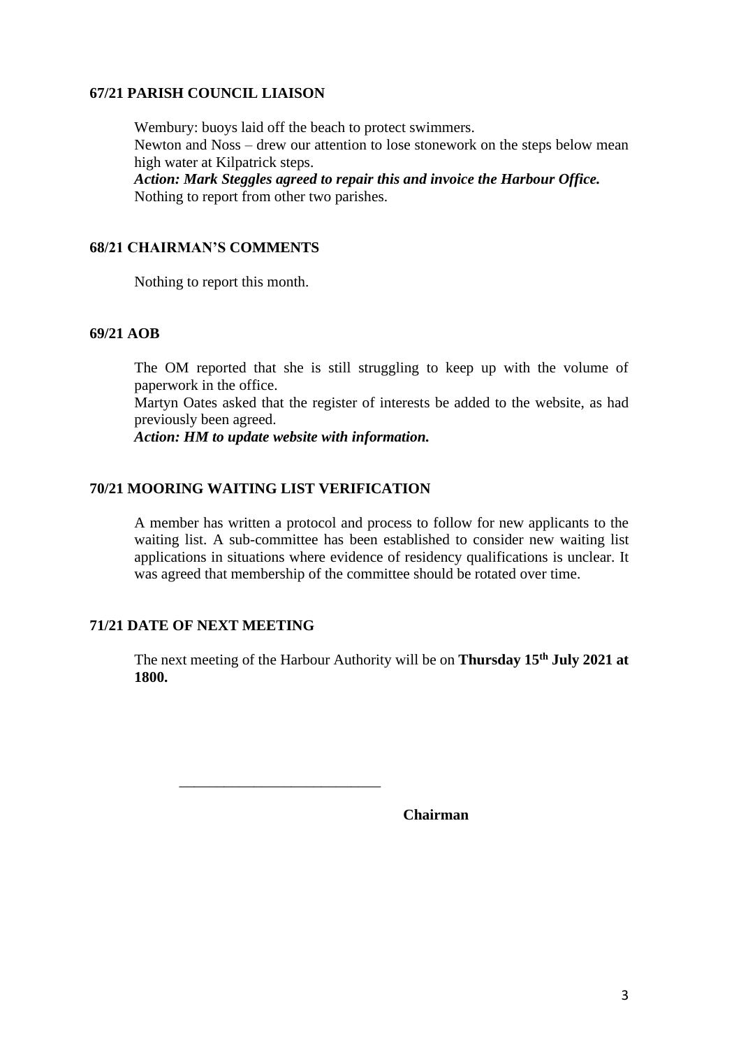### 67/21 PARISH COUNCIL LIAISON

Wembury: buoys laid off the beach to protect swimmers.
Newton and Noss – drew our attention to lose stonework on the steps below mean high water at Kilpatrick steps.
***Action: Mark Steggles agreed to repair this and invoice the Harbour Office.***
Nothing to report from other two parishes.

### 68/21 CHAIRMAN'S COMMENTS

Nothing to report this month.

### 69/21 AOB

The OM reported that she is still struggling to keep up with the volume of paperwork in the office.
Martyn Oates asked that the register of interests be added to the website, as had previously been agreed.
***Action: HM to update website with information.***

### 70/21 MOORING WAITING LIST VERIFICATION

A member has written a protocol and process to follow for new applicants to the waiting list. A sub-committee has been established to consider new waiting list applications in situations where evidence of residency qualifications is unclear. It was agreed that membership of the committee should be rotated over time.

### 71/21 DATE OF NEXT MEETING

The next meeting of the Harbour Authority will be on **Thursday 15th July 2021 at 1800.**

___________________________

**Chairman**